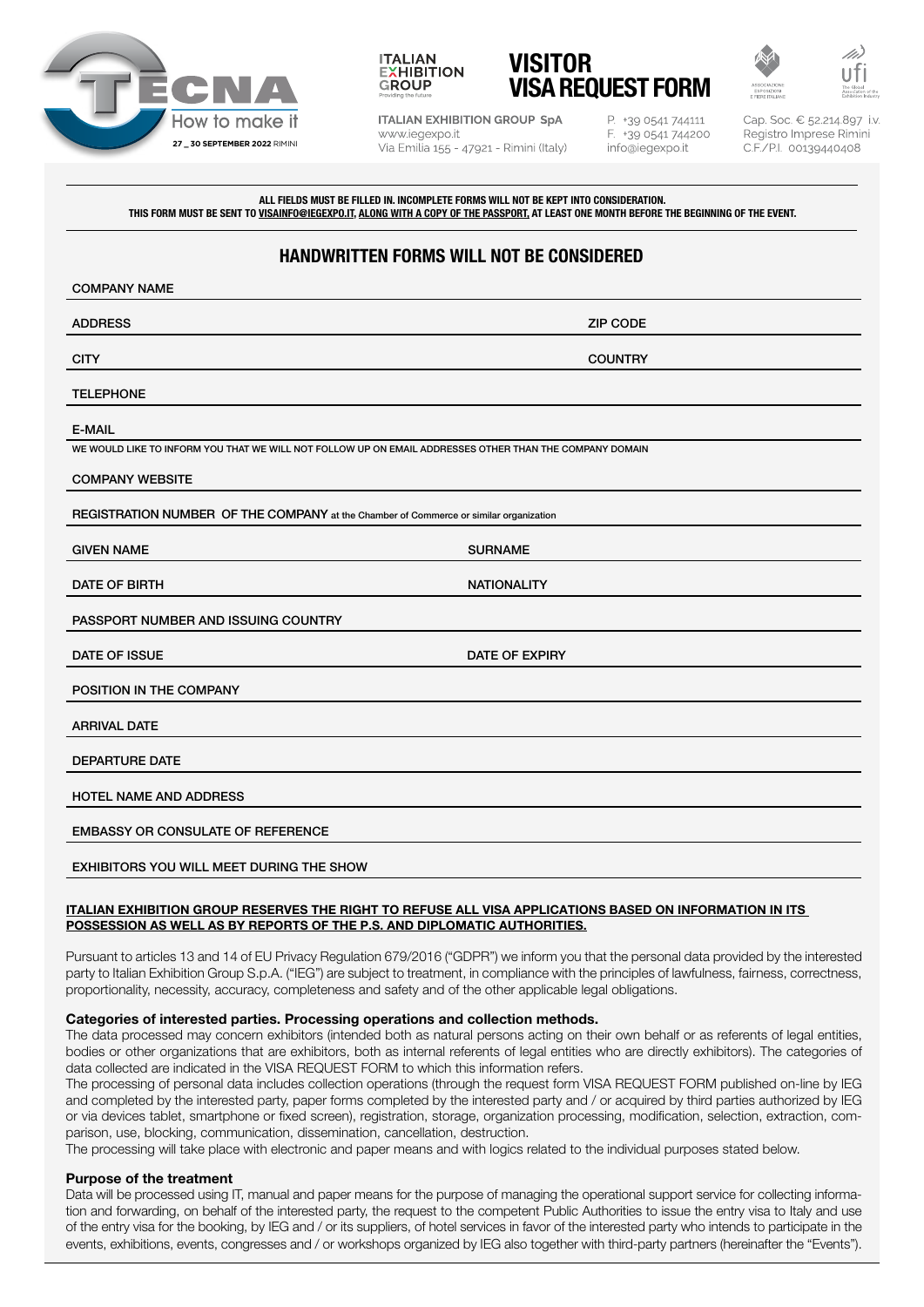TECNA How to make it
27 _ 30 SEPTEMBER 2022 RIMINI

ITALIAN EXHIBITION GROUP
Providing the future

# VISITOR VISA REQUEST FORM

**ITALIAN EXHIBITION GROUP SpA**
www.iegexpo.it
Via Emilia 155 - 47921 - Rimini (Italy)

P. +39 0541 744111
F. +39 0541 744200
info@iegexpo.it

Cap. Soc. € 52.214.897 i.v.
Registro Imprese Rimini
C.F./P.I. 00139440408

**ALL FIELDS MUST BE FILLED IN. INCOMPLETE FORMS WILL NOT BE KEPT INTO CONSIDERATION.**
**THIS FORM MUST BE SENT TO VISAINFO@IEGEXPO.IT, ALONG WITH A COPY OF THE PASSPORT, AT LEAST ONE MONTH BEFORE THE BEGINNING OF THE EVENT.**

## HANDWRITTEN FORMS WILL NOT BE CONSIDERED

COMPANY NAME

ADDRESS — ZIP CODE

CITY — COUNTRY

TELEPHONE

E-MAIL

WE WOULD LIKE TO INFORM YOU THAT WE WILL NOT FOLLOW UP ON EMAIL ADDRESSES OTHER THAN THE COMPANY DOMAIN

COMPANY WEBSITE

REGISTRATION NUMBER OF THE COMPANY at the Chamber of Commerce or similar organization

GIVEN NAME — SURNAME

DATE OF BIRTH — NATIONALITY

PASSPORT NUMBER AND ISSUING COUNTRY

DATE OF ISSUE — DATE OF EXPIRY

POSITION IN THE COMPANY

ARRIVAL DATE

DEPARTURE DATE

HOTEL NAME AND ADDRESS

EMBASSY OR CONSULATE OF REFERENCE

EXHIBITORS YOU WILL MEET DURING THE SHOW

**ITALIAN EXHIBITION GROUP RESERVES THE RIGHT TO REFUSE ALL VISA APPLICATIONS BASED ON INFORMATION IN ITS POSSESSION AS WELL AS BY REPORTS OF THE P.S. AND DIPLOMATIC AUTHORITIES.**

Pursuant to articles 13 and 14 of EU Privacy Regulation 679/2016 ("GDPR") we inform you that the personal data provided by the interested party to Italian Exhibition Group S.p.A. ("IEG") are subject to treatment, in compliance with the principles of lawfulness, fairness, correctness, proportionality, necessity, accuracy, completeness and safety and of the other applicable legal obligations.

### Categories of interested parties. Processing operations and collection methods.

The data processed may concern exhibitors (intended both as natural persons acting on their own behalf or as referents of legal entities, bodies or other organizations that are exhibitors, both as internal referents of legal entities who are directly exhibitors). The categories of data collected are indicated in the VISA REQUEST FORM to which this information refers.

The processing of personal data includes collection operations (through the request form VISA REQUEST FORM published on-line by IEG and completed by the interested party, paper forms completed by the interested party and / or acquired by third parties authorized by IEG or via devices tablet, smartphone or fixed screen), registration, storage, organization processing, modification, selection, extraction, comparison, use, blocking, communication, dissemination, cancellation, destruction.

The processing will take place with electronic and paper means and with logics related to the individual purposes stated below.

### Purpose of the treatment

Data will be processed using IT, manual and paper means for the purpose of managing the operational support service for collecting information and forwarding, on behalf of the interested party, the request to the competent Public Authorities to issue the entry visa to Italy and use of the entry visa for the booking, by IEG and / or its suppliers, of hotel services in favor of the interested party who intends to participate in the events, exhibitions, events, congresses and / or workshops organized by IEG also together with third-party partners (hereinafter the "Events").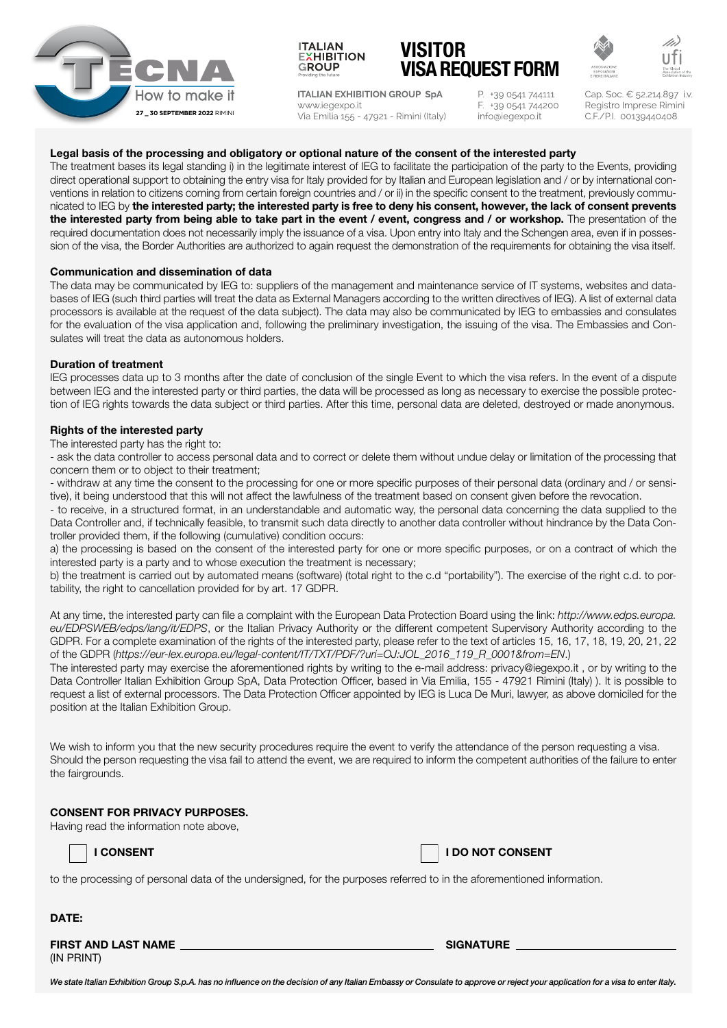**Legal basis of the processing and obligatory or optional nature of the consent of the interested party**

The treatment bases its legal standing i) in the legitimate interest of IEG to facilitate the participation of the party to the Events, providing direct operational support to obtaining the entry visa for Italy provided for by Italian and European legislation and / or by international conventions in relation to citizens coming from certain foreign countries and / or ii) in the specific consent to the treatment, previously communicated to IEG by **the interested party; the interested party is free to deny his consent, however, the lack of consent prevents the interested party from being able to take part in the event / event, congress and / or workshop.** The presentation of the required documentation does not necessarily imply the issuance of a visa. Upon entry into Italy and the Schengen area, even if in possession of the visa, the Border Authorities are authorized to again request the demonstration of the requirements for obtaining the visa itself.

**Communication and dissemination of data**

The data may be communicated by IEG to: suppliers of the management and maintenance service of IT systems, websites and databases of IEG (such third parties will treat the data as External Managers according to the written directives of IEG). A list of external data processors is available at the request of the data subject). The data may also be communicated by IEG to embassies and consulates for the evaluation of the visa application and, following the preliminary investigation, the issuing of the visa. The Embassies and Consulates will treat the data as autonomous holders.

**Duration of treatment**

IEG processes data up to 3 months after the date of conclusion of the single Event to which the visa refers. In the event of a dispute between IEG and the interested party or third parties, the data will be processed as long as necessary to exercise the possible protection of IEG rights towards the data subject or third parties. After this time, personal data are deleted, destroyed or made anonymous.

**Rights of the interested party**

The interested party has the right to:

- ask the data controller to access personal data and to correct or delete them without undue delay or limitation of the processing that concern them or to object to their treatment;
- withdraw at any time the consent to the processing for one or more specific purposes of their personal data (ordinary and / or sensitive), it being understood that this will not affect the lawfulness of the treatment based on consent given before the revocation.
- to receive, in a structured format, in an understandable and automatic way, the personal data concerning the data supplied to the Data Controller and, if technically feasible, to transmit such data directly to another data controller without hindrance by the Data Controller provided them, if the following (cumulative) condition occurs:

a) the processing is based on the consent of the interested party for one or more specific purposes, or on a contract of which the interested party is a party and to whose execution the treatment is necessary;

b) the treatment is carried out by automated means (software) (total right to the c.d "portability"). The exercise of the right c.d. to portability, the right to cancellation provided for by art. 17 GDPR.

At any time, the interested party can file a complaint with the European Data Protection Board using the link: *http://www.edps.europa.eu/EDPSWEB/edps/lang/it/EDPS*, or the Italian Privacy Authority or the different competent Supervisory Authority according to the GDPR. For a complete examination of the rights of the interested party, please refer to the text of articles 15, 16, 17, 18, 19, 20, 21, 22 of the GDPR (*https://eur-lex.europa.eu/legal-content/IT/TXT/PDF/?uri=OJ:JOL_2016_119_R_0001&from=EN*.)

The interested party may exercise the aforementioned rights by writing to the e-mail address: privacy@iegexpo.it , or by writing to the Data Controller Italian Exhibition Group SpA, Data Protection Officer, based in Via Emilia, 155 - 47921 Rimini (Italy) ). It is possible to request a list of external processors. The Data Protection Officer appointed by IEG is Luca De Muri, lawyer, as above domiciled for the position at the Italian Exhibition Group.

We wish to inform you that the new security procedures require the event to verify the attendance of the person requesting a visa. Should the person requesting the visa fail to attend the event, we are required to inform the competent authorities of the failure to enter the fairgrounds.

**CONSENT FOR PRIVACY PURPOSES.**

Having read the information note above,

☐ **I CONSENT** ☐ **I DO NOT CONSENT**

to the processing of personal data of the undersigned, for the purposes referred to in the aforementioned information.

**DATE:**

**FIRST AND LAST NAME** (IN PRINT) ______________________ **SIGNATURE** ______________________

*We state Italian Exhibition Group S.p.A. has no influence on the decision of any Italian Embassy or Consulate to approve or reject your application for a visa to enter Italy.*